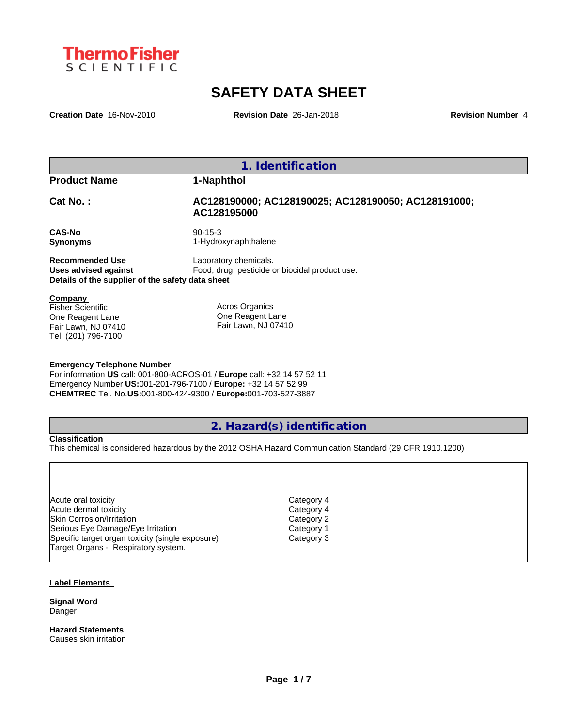Thermo Fisher SCIENTIFIC

# SAFETY DATA SHEET

**Creation Date** 16-Nov-2010 **Revision Date** 26-Jan-2018 **Revision Number** 4

## 1. Identification

**Product Name** 1-Naphthol

**Cat No. :** AC128190000; AC128190025; AC128190050; AC128191000; AC128195000

**CAS-No** 90-15-3
**Synonyms** 1-Hydroxynaphthalene

**Recommended Use** Laboratory chemicals.
**Uses advised against** Food, drug, pesticide or biocidal product use.

**Details of the supplier of the safety data sheet**

**Company**

Fisher Scientific
One Reagent Lane
Fair Lawn, NJ 07410
Tel: (201) 796-7100

Acros Organics
One Reagent Lane
Fair Lawn, NJ 07410

**Emergency Telephone Number**
For information **US** call: 001-800-ACROS-01 / **Europe** call: +32 14 57 52 11
Emergency Number **US:**001-201-796-7100 / **Europe:** +32 14 57 52 99
**CHEMTREC** Tel. No.**US:**001-800-424-9300 / **Europe:**001-703-527-3887

## 2. Hazard(s) identification

**Classification**
This chemical is considered hazardous by the 2012 OSHA Hazard Communication Standard (29 CFR 1910.1200)

| | |
|---|---|
| Acute oral toxicity | Category 4 |
| Acute dermal toxicity | Category 4 |
| Skin Corrosion/Irritation | Category 2 |
| Serious Eye Damage/Eye Irritation | Category 1 |
| Specific target organ toxicity (single exposure) | Category 3 |
| Target Organs - Respiratory system. | |

**Label Elements**

**Signal Word**
Danger

**Hazard Statements**
Causes skin irritation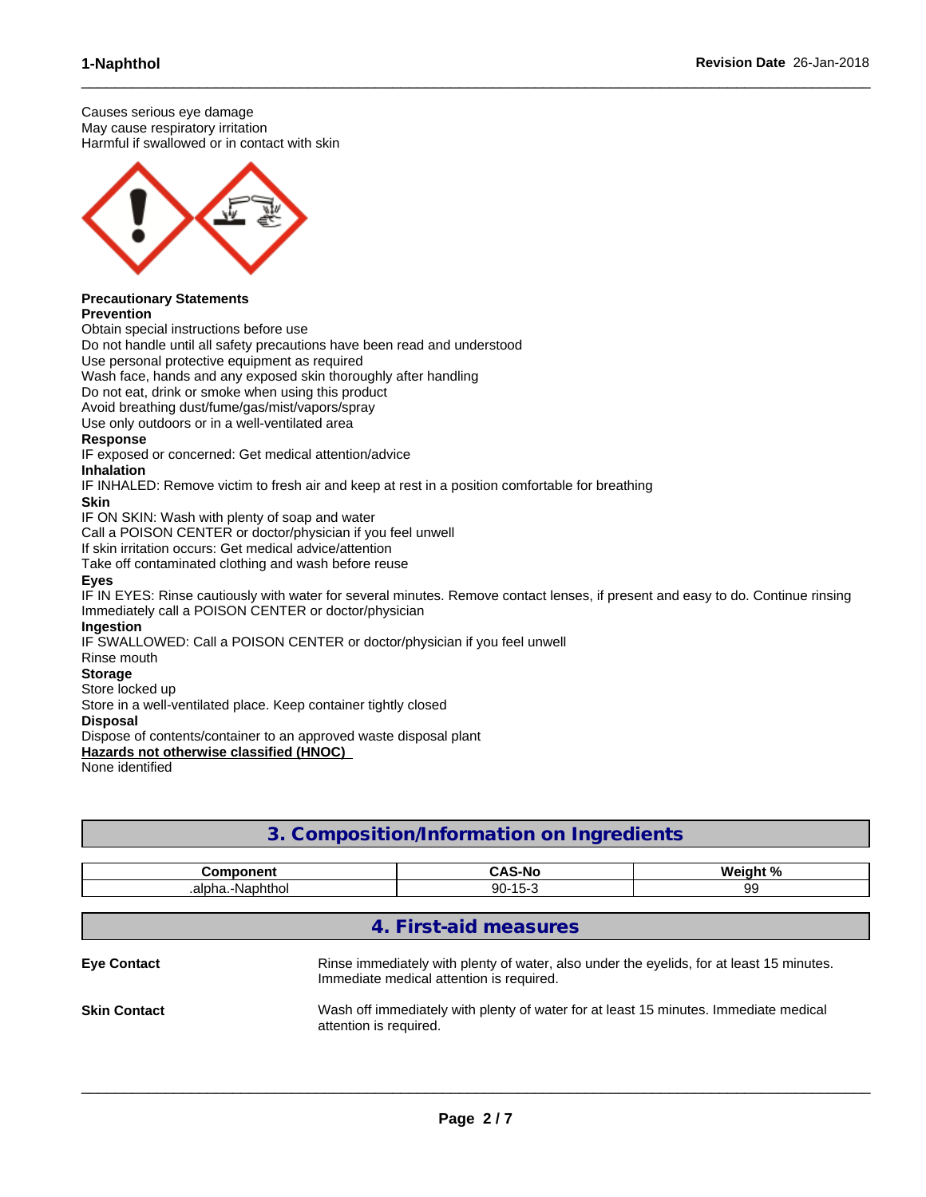Causes serious eye damage
May cause respiratory irritation
Harmful if swallowed or in contact with skin

**Precautionary Statements**
**Prevention**
Obtain special instructions before use
Do not handle until all safety precautions have been read and understood
Use personal protective equipment as required
Wash face, hands and any exposed skin thoroughly after handling
Do not eat, drink or smoke when using this product
Avoid breathing dust/fume/gas/mist/vapors/spray
Use only outdoors or in a well-ventilated area
**Response**
IF exposed or concerned: Get medical attention/advice
**Inhalation**
IF INHALED: Remove victim to fresh air and keep at rest in a position comfortable for breathing
**Skin**
IF ON SKIN: Wash with plenty of soap and water
Call a POISON CENTER or doctor/physician if you feel unwell
If skin irritation occurs: Get medical advice/attention
Take off contaminated clothing and wash before reuse
**Eyes**
IF IN EYES: Rinse cautiously with water for several minutes. Remove contact lenses, if present and easy to do. Continue rinsing
Immediately call a POISON CENTER or doctor/physician
**Ingestion**
IF SWALLOWED: Call a POISON CENTER or doctor/physician if you feel unwell
Rinse mouth
**Storage**
Store locked up
Store in a well-ventilated place. Keep container tightly closed
**Disposal**
Dispose of contents/container to an approved waste disposal plant
**Hazards not otherwise classified (HNOC)**
None identified

## 3. Composition/Information on Ingredients

| Component | CAS-No | Weight % |
|---|---|---|
| .alpha.-Naphthol | 90-15-3 | 99 |

## 4. First-aid measures

**Eye Contact**
Rinse immediately with plenty of water, also under the eyelids, for at least 15 minutes. Immediate medical attention is required.

**Skin Contact**
Wash off immediately with plenty of water for at least 15 minutes. Immediate medical attention is required.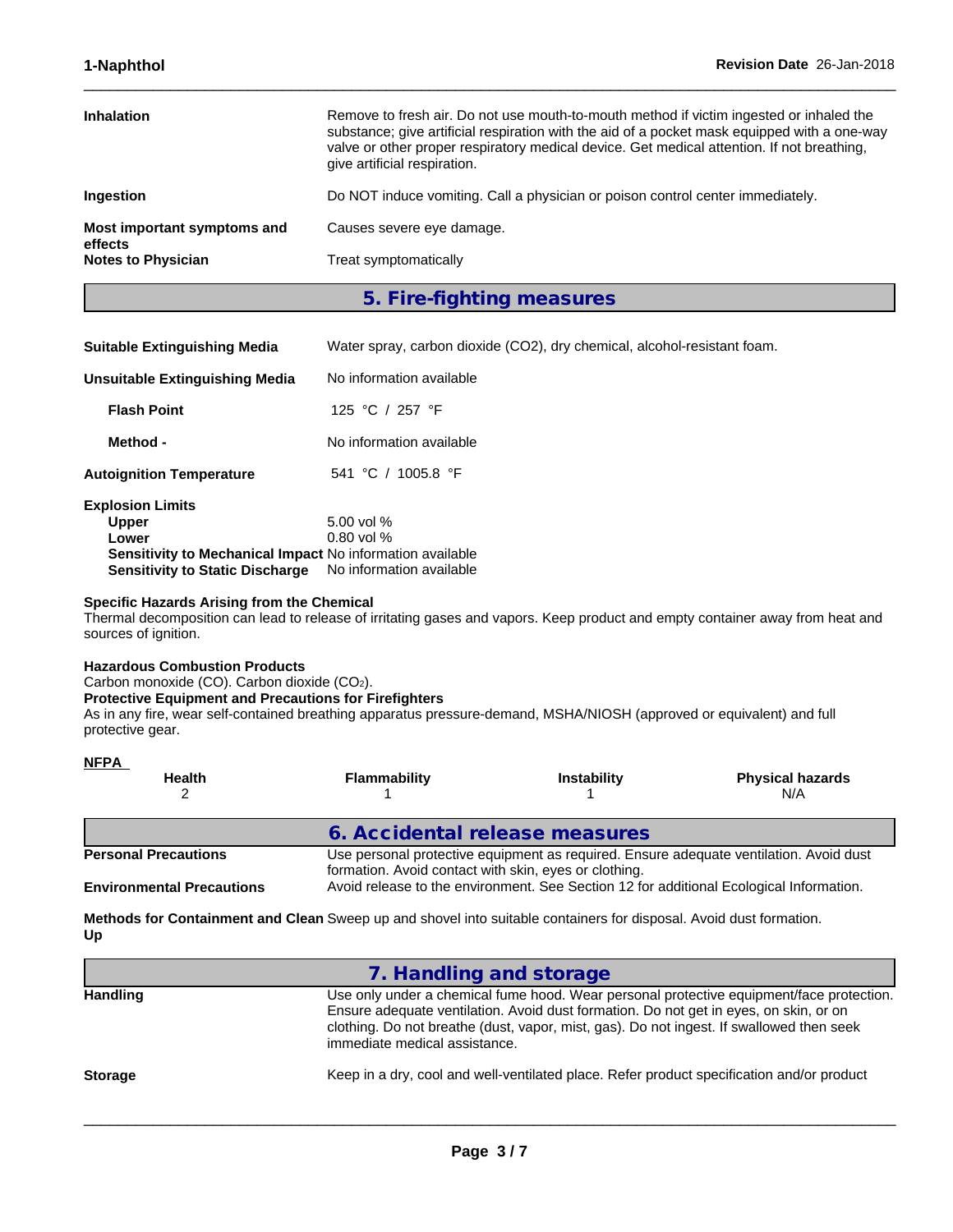| | |
|---|---|
| **Inhalation** | Remove to fresh air. Do not use mouth-to-mouth method if victim ingested or inhaled the substance; give artificial respiration with the aid of a pocket mask equipped with a one-way valve or other proper respiratory medical device. Get medical attention. If not breathing, give artificial respiration. |
| **Ingestion** | Do NOT induce vomiting. Call a physician or poison control center immediately. |
| **Most important symptoms and effects** | Causes severe eye damage. |
| **Notes to Physician** | Treat symptomatically |

## 5. Fire-fighting measures

| | |
|---|---|
| **Suitable Extinguishing Media** | Water spray, carbon dioxide ($CO_2$), dry chemical, alcohol-resistant foam. |
| **Unsuitable Extinguishing Media** | No information available |
| **Flash Point** | 125 °C / 257 °F |
| **Method -** | No information available |
| **Autoignition Temperature** | 541 °C / 1005.8 °F |

**Explosion Limits**

| | |
|---|---|
| **Upper** | 5.00 vol % |
| **Lower** | 0.80 vol % |
| **Sensitivity to Mechanical Impact** | No information available |
| **Sensitivity to Static Discharge** | No information available |

**Specific Hazards Arising from the Chemical**

Thermal decomposition can lead to release of irritating gases and vapors. Keep product and empty container away from heat and sources of ignition.

**Hazardous Combustion Products**

Carbon monoxide (CO). Carbon dioxide ($CO_2$).

**Protective Equipment and Precautions for Firefighters**

As in any fire, wear self-contained breathing apparatus pressure-demand, MSHA/NIOSH (approved or equivalent) and full protective gear.

**NFPA**

| Health | Flammability | Instability | Physical hazards |
|---|---|---|---|
| 2 | 1 | 1 | N/A |

## 6. Accidental release measures

| | |
|---|---|
| **Personal Precautions** | Use personal protective equipment as required. Ensure adequate ventilation. Avoid dust formation. Avoid contact with skin, eyes or clothing. |
| **Environmental Precautions** | Avoid release to the environment. See Section 12 for additional Ecological Information. |
| **Methods for Containment and Clean Up** | Sweep up and shovel into suitable containers for disposal. Avoid dust formation. |

## 7. Handling and storage

| | |
|---|---|
| **Handling** | Use only under a chemical fume hood. Wear personal protective equipment/face protection. Ensure adequate ventilation. Avoid dust formation. Do not get in eyes, on skin, or on clothing. Do not breathe (dust, vapor, mist, gas). Do not ingest. If swallowed then seek immediate medical assistance. |
| **Storage** | Keep in a dry, cool and well-ventilated place. Refer product specification and/or product |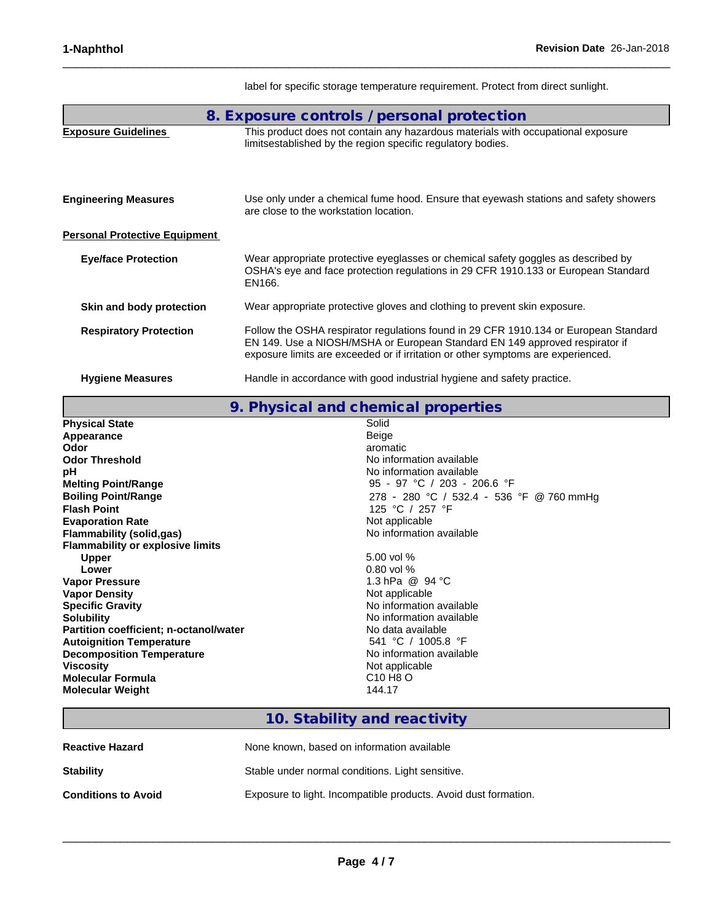label for specific storage temperature requirement. Protect from direct sunlight.

## 8. Exposure controls / personal protection

**Exposure Guidelines**
This product does not contain any hazardous materials with occupational exposure limitsestablished by the region specific regulatory bodies.

**Engineering Measures**
Use only under a chemical fume hood. Ensure that eyewash stations and safety showers are close to the workstation location.

**Personal Protective Equipment**

**Eye/face Protection**
Wear appropriate protective eyeglasses or chemical safety goggles as described by OSHA's eye and face protection regulations in 29 CFR 1910.133 or European Standard EN166.

**Skin and body protection**
Wear appropriate protective gloves and clothing to prevent skin exposure.

**Respiratory Protection**
Follow the OSHA respirator regulations found in 29 CFR 1910.134 or European Standard EN 149. Use a NIOSH/MSHA or European Standard EN 149 approved respirator if exposure limits are exceeded or if irritation or other symptoms are experienced.

**Hygiene Measures**
Handle in accordance with good industrial hygiene and safety practice.

## 9. Physical and chemical properties

| Property | Value |
|---|---|
| **Physical State** | Solid |
| **Appearance** | Beige |
| **Odor** | aromatic |
| **Odor Threshold** | No information available |
| **pH** | No information available |
| **Melting Point/Range** | 95 - 97 °C / 203 - 206.6 °F |
| **Boiling Point/Range** | 278 - 280 °C / 532.4 - 536 °F @ 760 mmHg |
| **Flash Point** | 125 °C / 257 °F |
| **Evaporation Rate** | Not applicable |
| **Flammability (solid,gas)** | No information available |
| **Flammability or explosive limits** | |
| **Upper** | 5.00 vol % |
| **Lower** | 0.80 vol % |
| **Vapor Pressure** | 1.3 hPa @ 94 °C |
| **Vapor Density** | Not applicable |
| **Specific Gravity** | No information available |
| **Solubility** | No information available |
| **Partition coefficient; n-octanol/water** | No data available |
| **Autoignition Temperature** | 541 °C / 1005.8 °F |
| **Decomposition Temperature** | No information available |
| **Viscosity** | Not applicable |
| **Molecular Formula** | C10 H8 O |
| **Molecular Weight** | 144.17 |

## 10. Stability and reactivity

**Reactive Hazard**
None known, based on information available

**Stability**
Stable under normal conditions. Light sensitive.

**Conditions to Avoid**
Exposure to light. Incompatible products. Avoid dust formation.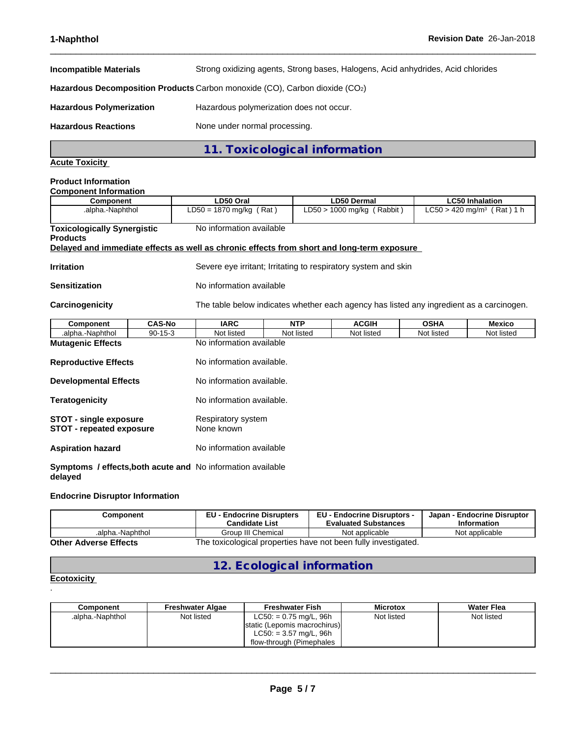| | |
|---|---|
| **Incompatible Materials** | Strong oxidizing agents, Strong bases, Halogens, Acid anhydrides, Acid chlorides |
| **Hazardous Decomposition Products** | Carbon monoxide (CO), Carbon dioxide ($CO_2$) |
| **Hazardous Polymerization** | Hazardous polymerization does not occur. |
| **Hazardous Reactions** | None under normal processing. |

## 11. Toxicological information

**Acute Toxicity**

**Product Information**

**Component Information**

| Component | LD50 Oral | LD50 Dermal | LC50 Inhalation |
|---|---|---|---|
| .alpha.-Naphthol | LD50 = 1870 mg/kg ( Rat ) | LD50 > 1000 mg/kg ( Rabbit ) | LC50 > 420 mg/m³ ( Rat ) 1 h |

**Toxicologically Synergistic Products** No information available

**Delayed and immediate effects as well as chronic effects from short and long-term exposure**

| | |
|---|---|
| **Irritation** | Severe eye irritant; Irritating to respiratory system and skin |
| **Sensitization** | No information available |
| **Carcinogenicity** | The table below indicates whether each agency has listed any ingredient as a carcinogen. |

| Component | CAS-No | IARC | NTP | ACGIH | OSHA | Mexico |
|---|---|---|---|---|---|---|
| .alpha.-Naphthol | 90-15-3 | Not listed | Not listed | Not listed | Not listed | Not listed |

| | |
|---|---|
| **Mutagenic Effects** | No information available |
| **Reproductive Effects** | No information available. |
| **Developmental Effects** | No information available. |
| **Teratogenicity** | No information available. |
| **STOT - single exposure** | Respiratory system |
| **STOT - repeated exposure** | None known |
| **Aspiration hazard** | No information available |
| **Symptoms / effects,both acute and delayed** | No information available |

**Endocrine Disruptor Information**

| Component | EU - Endocrine Disrupters Candidate List | EU - Endocrine Disruptors - Evaluated Substances | Japan - Endocrine Disruptor Information |
|---|---|---|---|
| .alpha.-Naphthol | Group III Chemical | Not applicable | Not applicable |

**Other Adverse Effects** The toxicological properties have not been fully investigated.

## 12. Ecological information

**Ecotoxicity**

.

| Component | Freshwater Algae | Freshwater Fish | Microtox | Water Flea |
|---|---|---|---|---|
| .alpha.-Naphthol | Not listed | LC50: = 0.75 mg/L, 96h static (Lepomis macrochirus) LC50: = 3.57 mg/L, 96h flow-through (Pimephales | Not listed | Not listed |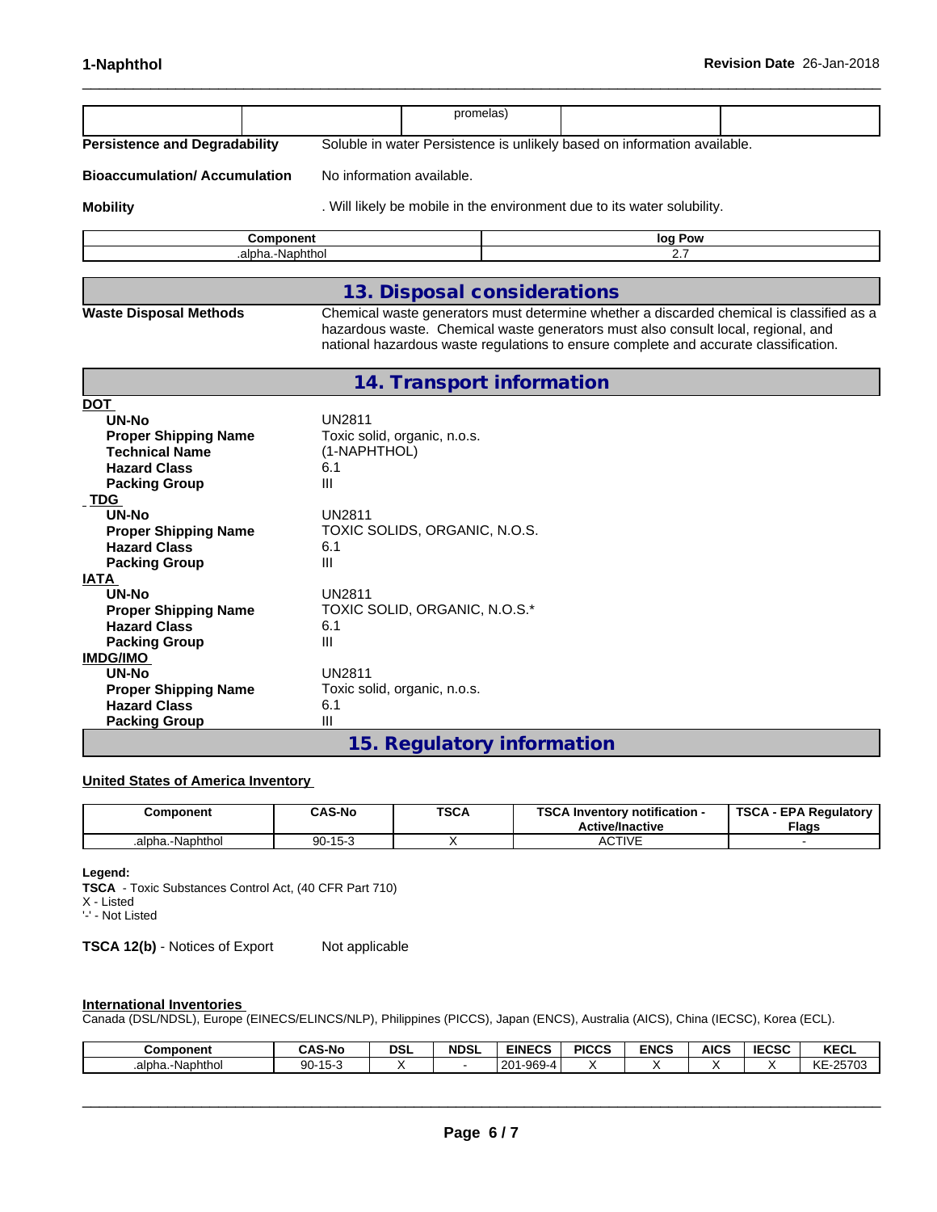| | | promelas) | | |
|---|---|---|---|---|

**Persistence and Degradability** Soluble in water Persistence is unlikely based on information available.

**Bioaccumulation/ Accumulation** No information available.

**Mobility** . Will likely be mobile in the environment due to its water solubility.

| Component | log Pow |
|---|---|
| .alpha.-Naphthol | 2.7 |

## 13. Disposal considerations

**Waste Disposal Methods** Chemical waste generators must determine whether a discarded chemical is classified as a hazardous waste. Chemical waste generators must also consult local, regional, and national hazardous waste regulations to ensure complete and accurate classification.

## 14. Transport information

**DOT**

- **UN-No** UN2811
- **Proper Shipping Name** Toxic solid, organic, n.o.s.
- **Technical Name** (1-NAPHTHOL)
- **Hazard Class** 6.1
- **Packing Group** III

**TDG**

- **UN-No** UN2811
- **Proper Shipping Name** TOXIC SOLIDS, ORGANIC, N.O.S.
- **Hazard Class** 6.1
- **Packing Group** III

**IATA**

- **UN-No** UN2811
- **Proper Shipping Name** TOXIC SOLID, ORGANIC, N.O.S.*
- **Hazard Class** 6.1
- **Packing Group** III

**IMDG/IMO**

- **UN-No** UN2811
- **Proper Shipping Name** Toxic solid, organic, n.o.s.
- **Hazard Class** 6.1
- **Packing Group** III

## 15. Regulatory information

**United States of America Inventory**

| Component | CAS-No | TSCA | TSCA Inventory notification - Active/Inactive | TSCA - EPA Regulatory Flags |
|---|---|---|---|---|
| .alpha.-Naphthol | 90-15-3 | X | ACTIVE | - |

**Legend:**
**TSCA** - Toxic Substances Control Act, (40 CFR Part 710)
X - Listed
'-' - Not Listed

**TSCA 12(b)** - Notices of Export Not applicable

**International Inventories**
Canada (DSL/NDSL), Europe (EINECS/ELINCS/NLP), Philippines (PICCS), Japan (ENCS), Australia (AICS), China (IECSC), Korea (ECL).

| Component | CAS-No | DSL | NDSL | EINECS | PICCS | ENCS | AICS | IECSC | KECL |
|---|---|---|---|---|---|---|---|---|---|
| .alpha.-Naphthol | 90-15-3 | X | - | 201-969-4 | X | X | X | X | KE-25703 |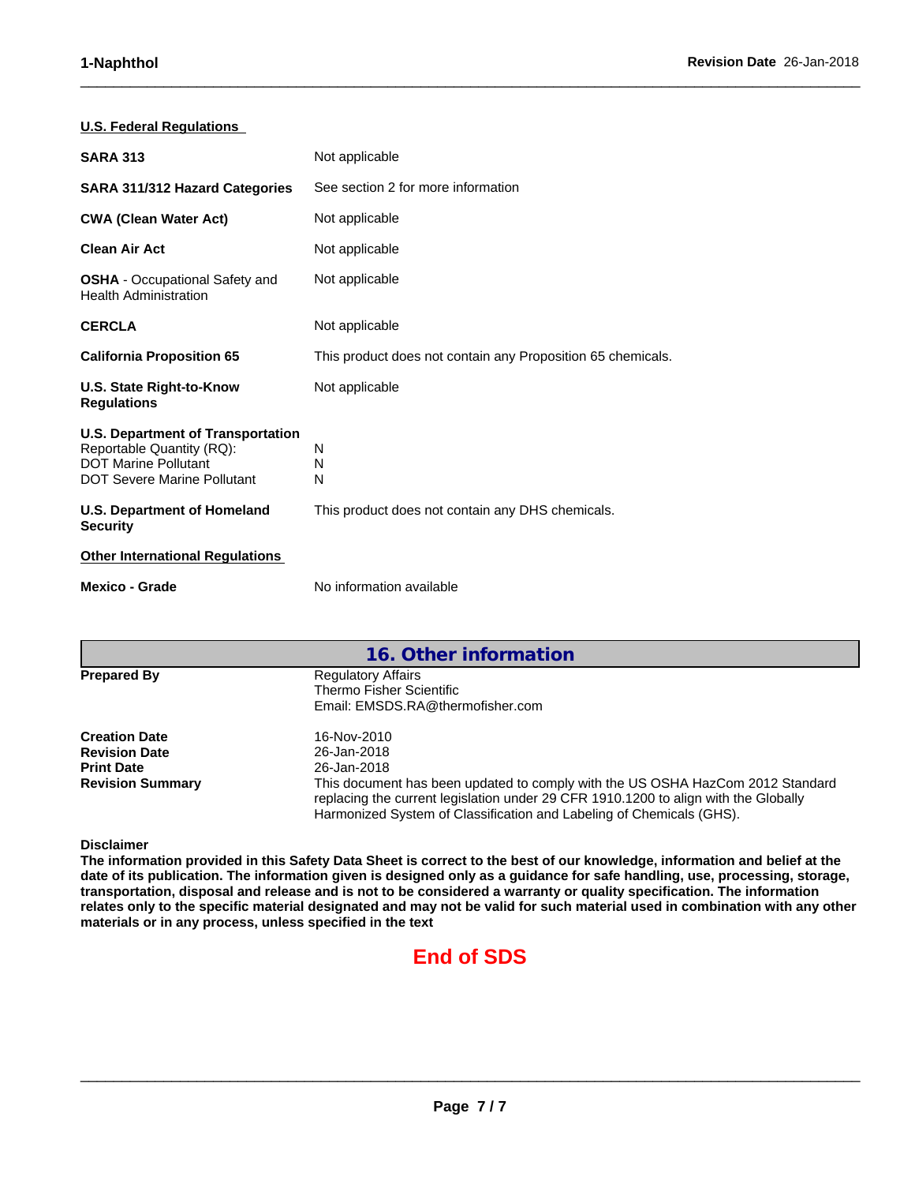### U.S. Federal Regulations

| | |
|---|---|
| **SARA 313** | Not applicable |
| **SARA 311/312 Hazard Categories** | See section 2 for more information |
| **CWA (Clean Water Act)** | Not applicable |
| **Clean Air Act** | Not applicable |
| **OSHA** - Occupational Safety and Health Administration | Not applicable |
| **CERCLA** | Not applicable |
| **California Proposition 65** | This product does not contain any Proposition 65 chemicals. |
| **U.S. State Right-to-Know Regulations** | Not applicable |

**U.S. Department of Transportation**

| | |
|---|---|
| Reportable Quantity (RQ): | N |
| DOT Marine Pollutant | N |
| DOT Severe Marine Pollutant | N |

| | |
|---|---|
| **U.S. Department of Homeland Security** | This product does not contain any DHS chemicals. |

### Other International Regulations

| | |
|---|---|
| **Mexico - Grade** | No information available |

## 16. Other information

| | |
|---|---|
| **Prepared By** | Regulatory Affairs<br>Thermo Fisher Scientific<br>Email: EMSDS.RA@thermofisher.com |
| **Creation Date** | 16-Nov-2010 |
| **Revision Date** | 26-Jan-2018 |
| **Print Date** | 26-Jan-2018 |
| **Revision Summary** | This document has been updated to comply with the US OSHA HazCom 2012 Standard replacing the current legislation under 29 CFR 1910.1200 to align with the Globally Harmonized System of Classification and Labeling of Chemicals (GHS). |

**Disclaimer**

**The information provided in this Safety Data Sheet is correct to the best of our knowledge, information and belief at the date of its publication. The information given is designed only as a guidance for safe handling, use, processing, storage, transportation, disposal and release and is not to be considered a warranty or quality specification. The information relates only to the specific material designated and may not be valid for such material used in combination with any other materials or in any process, unless specified in the text**

**End of SDS**